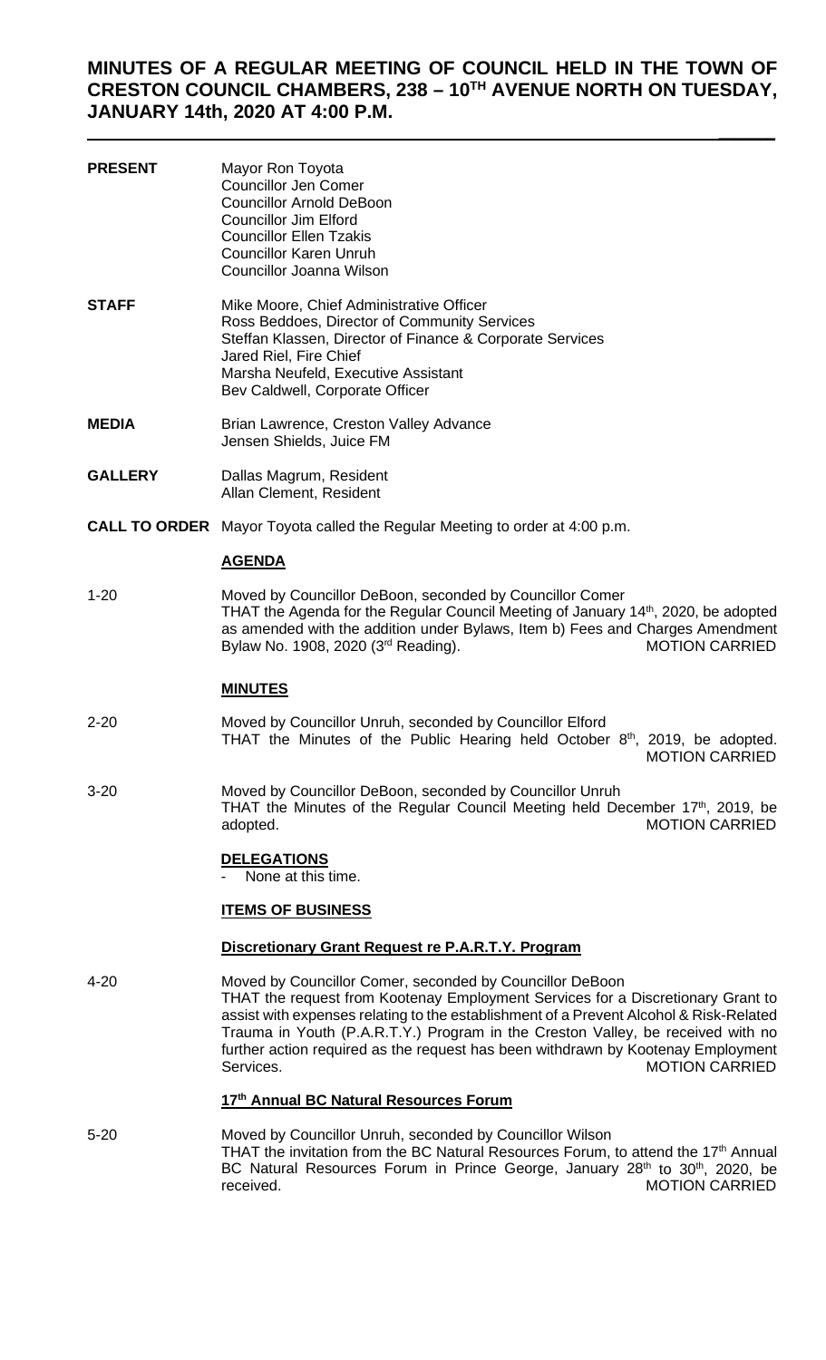# MINUTES OF A REGULAR MEETING OF COUNCIL HELD IN THE TOWN OF CRESTON COUNCIL CHAMBERS, 238 – 10TH AVENUE NORTH ON TUESDAY, JANUARY 14th, 2020 AT 4:00 P.M.

---

**PRESENT**
Mayor Ron Toyota
Councillor Jen Comer
Councillor Arnold DeBoon
Councillor Jim Elford
Councillor Ellen Tzakis
Councillor Karen Unruh
Councillor Joanna Wilson

**STAFF**
Mike Moore, Chief Administrative Officer
Ross Beddoes, Director of Community Services
Steffan Klassen, Director of Finance & Corporate Services
Jared Riel, Fire Chief
Marsha Neufeld, Executive Assistant
Bev Caldwell, Corporate Officer

**MEDIA**
Brian Lawrence, Creston Valley Advance
Jensen Shields, Juice FM

**GALLERY**
Dallas Magrum, Resident
Allan Clement, Resident

**CALL TO ORDER** Mayor Toyota called the Regular Meeting to order at 4:00 p.m.

## AGENDA

1-20 Moved by Councillor DeBoon, seconded by Councillor Comer
THAT the Agenda for the Regular Council Meeting of January 14th, 2020, be adopted as amended with the addition under Bylaws, Item b) Fees and Charges Amendment Bylaw No. 1908, 2020 (3rd Reading). MOTION CARRIED

## MINUTES

2-20 Moved by Councillor Unruh, seconded by Councillor Elford
THAT the Minutes of the Public Hearing held October 8th, 2019, be adopted. MOTION CARRIED

3-20 Moved by Councillor DeBoon, seconded by Councillor Unruh
THAT the Minutes of the Regular Council Meeting held December 17th, 2019, be adopted. MOTION CARRIED

## DELEGATIONS

- None at this time.

## ITEMS OF BUSINESS

### Discretionary Grant Request re P.A.R.T.Y. Program

4-20 Moved by Councillor Comer, seconded by Councillor DeBoon
THAT the request from Kootenay Employment Services for a Discretionary Grant to assist with expenses relating to the establishment of a Prevent Alcohol & Risk-Related Trauma in Youth (P.A.R.T.Y.) Program in the Creston Valley, be received with no further action required as the request has been withdrawn by Kootenay Employment Services. MOTION CARRIED

### 17th Annual BC Natural Resources Forum

5-20 Moved by Councillor Unruh, seconded by Councillor Wilson
THAT the invitation from the BC Natural Resources Forum, to attend the 17th Annual BC Natural Resources Forum in Prince George, January 28th to 30th, 2020, be received. MOTION CARRIED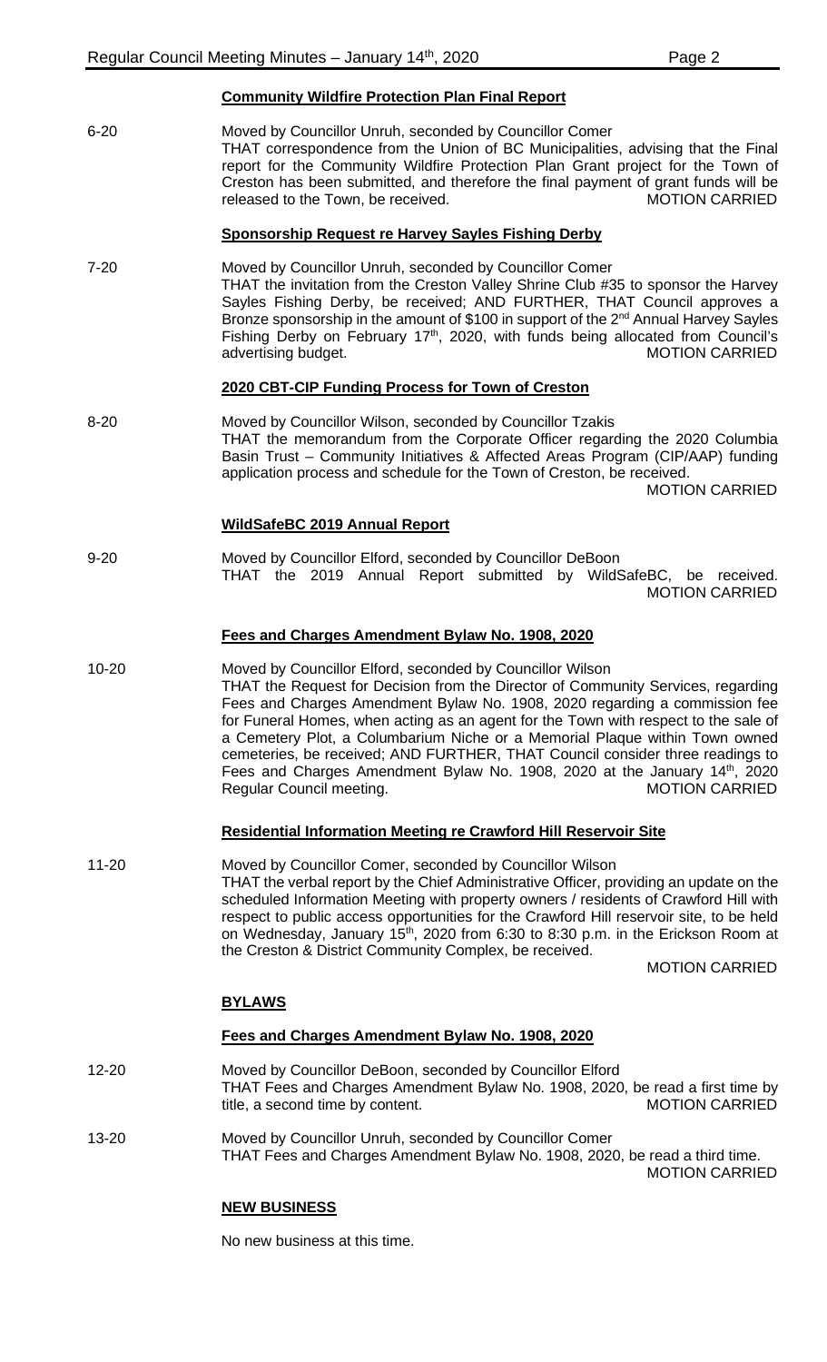**Community Wildfire Protection Plan Final Report**

6-20 Moved by Councillor Unruh, seconded by Councillor Comer
THAT correspondence from the Union of BC Municipalities, advising that the Final report for the Community Wildfire Protection Plan Grant project for the Town of Creston has been submitted, and therefore the final payment of grant funds will be released to the Town, be received. MOTION CARRIED

**Sponsorship Request re Harvey Sayles Fishing Derby**

7-20 Moved by Councillor Unruh, seconded by Councillor Comer
THAT the invitation from the Creston Valley Shrine Club #35 to sponsor the Harvey Sayles Fishing Derby, be received; AND FURTHER, THAT Council approves a Bronze sponsorship in the amount of $100 in support of the 2nd Annual Harvey Sayles Fishing Derby on February 17th, 2020, with funds being allocated from Council's advertising budget. MOTION CARRIED

**2020 CBT-CIP Funding Process for Town of Creston**

8-20 Moved by Councillor Wilson, seconded by Councillor Tzakis
THAT the memorandum from the Corporate Officer regarding the 2020 Columbia Basin Trust – Community Initiatives & Affected Areas Program (CIP/AAP) funding application process and schedule for the Town of Creston, be received.
MOTION CARRIED

**WildSafeBC 2019 Annual Report**

9-20 Moved by Councillor Elford, seconded by Councillor DeBoon
THAT the 2019 Annual Report submitted by WildSafeBC, be received.
MOTION CARRIED

**Fees and Charges Amendment Bylaw No. 1908, 2020**

10-20 Moved by Councillor Elford, seconded by Councillor Wilson
THAT the Request for Decision from the Director of Community Services, regarding Fees and Charges Amendment Bylaw No. 1908, 2020 regarding a commission fee for Funeral Homes, when acting as an agent for the Town with respect to the sale of a Cemetery Plot, a Columbarium Niche or a Memorial Plaque within Town owned cemeteries, be received; AND FURTHER, THAT Council consider three readings to Fees and Charges Amendment Bylaw No. 1908, 2020 at the January 14th, 2020 Regular Council meeting. MOTION CARRIED

**Residential Information Meeting re Crawford Hill Reservoir Site**

11-20 Moved by Councillor Comer, seconded by Councillor Wilson
THAT the verbal report by the Chief Administrative Officer, providing an update on the scheduled Information Meeting with property owners / residents of Crawford Hill with respect to public access opportunities for the Crawford Hill reservoir site, to be held on Wednesday, January 15th, 2020 from 6:30 to 8:30 p.m. in the Erickson Room at the Creston & District Community Complex, be received.
MOTION CARRIED

**BYLAWS**

**Fees and Charges Amendment Bylaw No. 1908, 2020**

12-20 Moved by Councillor DeBoon, seconded by Councillor Elford
THAT Fees and Charges Amendment Bylaw No. 1908, 2020, be read a first time by title, a second time by content. MOTION CARRIED

13-20 Moved by Councillor Unruh, seconded by Councillor Comer
THAT Fees and Charges Amendment Bylaw No. 1908, 2020, be read a third time.
MOTION CARRIED

**NEW BUSINESS**

No new business at this time.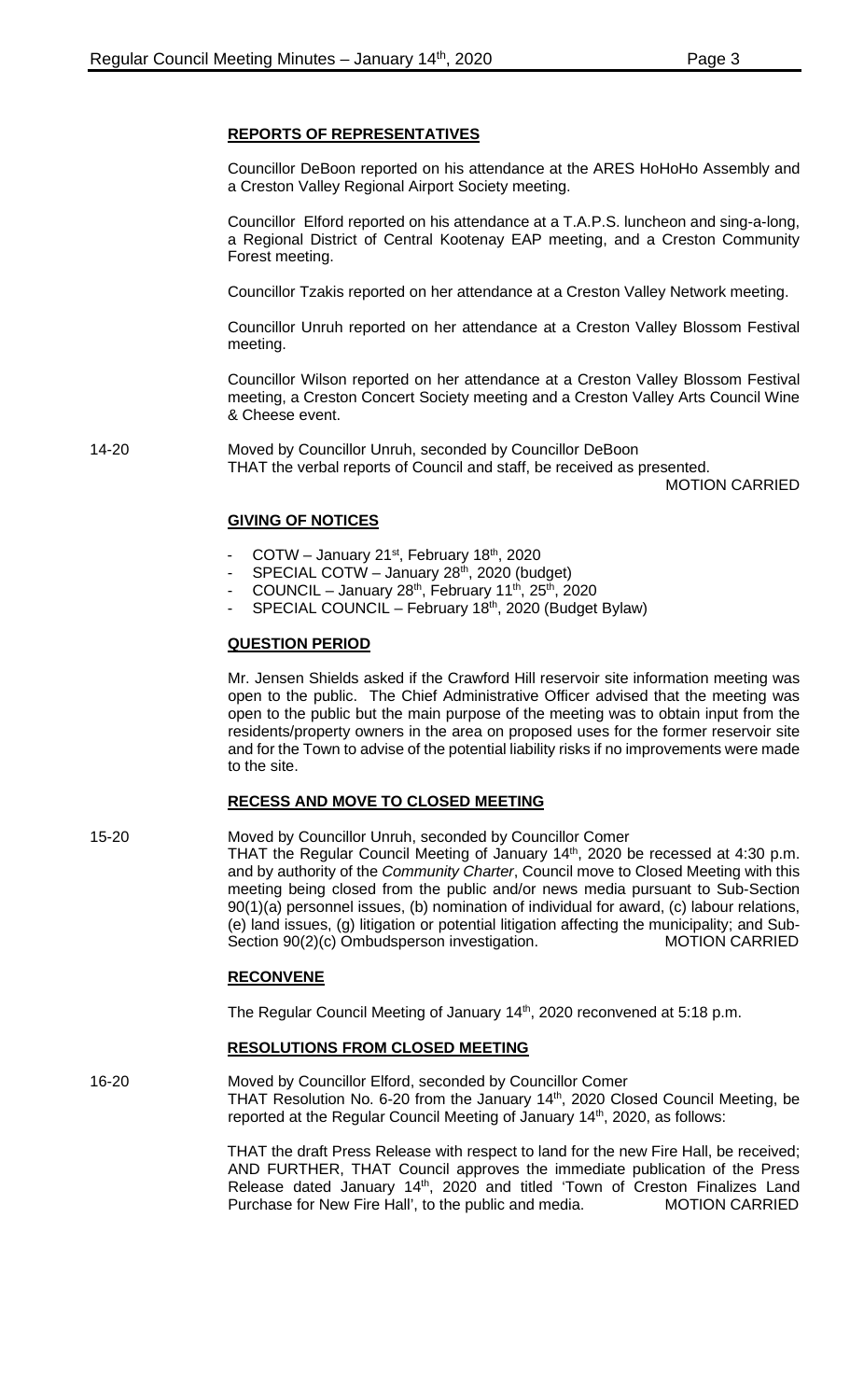## REPORTS OF REPRESENTATIVES

Councillor DeBoon reported on his attendance at the ARES HoHoHo Assembly and a Creston Valley Regional Airport Society meeting.

Councillor Elford reported on his attendance at a T.A.P.S. luncheon and sing-a-long, a Regional District of Central Kootenay EAP meeting, and a Creston Community Forest meeting.

Councillor Tzakis reported on her attendance at a Creston Valley Network meeting.

Councillor Unruh reported on her attendance at a Creston Valley Blossom Festival meeting.

Councillor Wilson reported on her attendance at a Creston Valley Blossom Festival meeting, a Creston Concert Society meeting and a Creston Valley Arts Council Wine & Cheese event.

14-20 Moved by Councillor Unruh, seconded by Councillor DeBoon
THAT the verbal reports of Council and staff, be received as presented.
MOTION CARRIED

## GIVING OF NOTICES

- COTW – January 21st, February 18th, 2020
- SPECIAL COTW – January 28th, 2020 (budget)
- COUNCIL – January 28th, February 11th, 25th, 2020
- SPECIAL COUNCIL – February 18th, 2020 (Budget Bylaw)

## QUESTION PERIOD

Mr. Jensen Shields asked if the Crawford Hill reservoir site information meeting was open to the public. The Chief Administrative Officer advised that the meeting was open to the public but the main purpose of the meeting was to obtain input from the residents/property owners in the area on proposed uses for the former reservoir site and for the Town to advise of the potential liability risks if no improvements were made to the site.

## RECESS AND MOVE TO CLOSED MEETING

15-20 Moved by Councillor Unruh, seconded by Councillor Comer
THAT the Regular Council Meeting of January 14th, 2020 be recessed at 4:30 p.m. and by authority of the *Community Charter*, Council move to Closed Meeting with this meeting being closed from the public and/or news media pursuant to Sub-Section 90(1)(a) personnel issues, (b) nomination of individual for award, (c) labour relations, (e) land issues, (g) litigation or potential litigation affecting the municipality; and Sub-Section 90(2)(c) Ombudsperson investigation.
MOTION CARRIED

## RECONVENE

The Regular Council Meeting of January 14th, 2020 reconvened at 5:18 p.m.

## RESOLUTIONS FROM CLOSED MEETING

16-20 Moved by Councillor Elford, seconded by Councillor Comer
THAT Resolution No. 6-20 from the January 14th, 2020 Closed Council Meeting, be reported at the Regular Council Meeting of January 14th, 2020, as follows:

THAT the draft Press Release with respect to land for the new Fire Hall, be received; AND FURTHER, THAT Council approves the immediate publication of the Press Release dated January 14th, 2020 and titled 'Town of Creston Finalizes Land Purchase for New Fire Hall', to the public and media.
MOTION CARRIED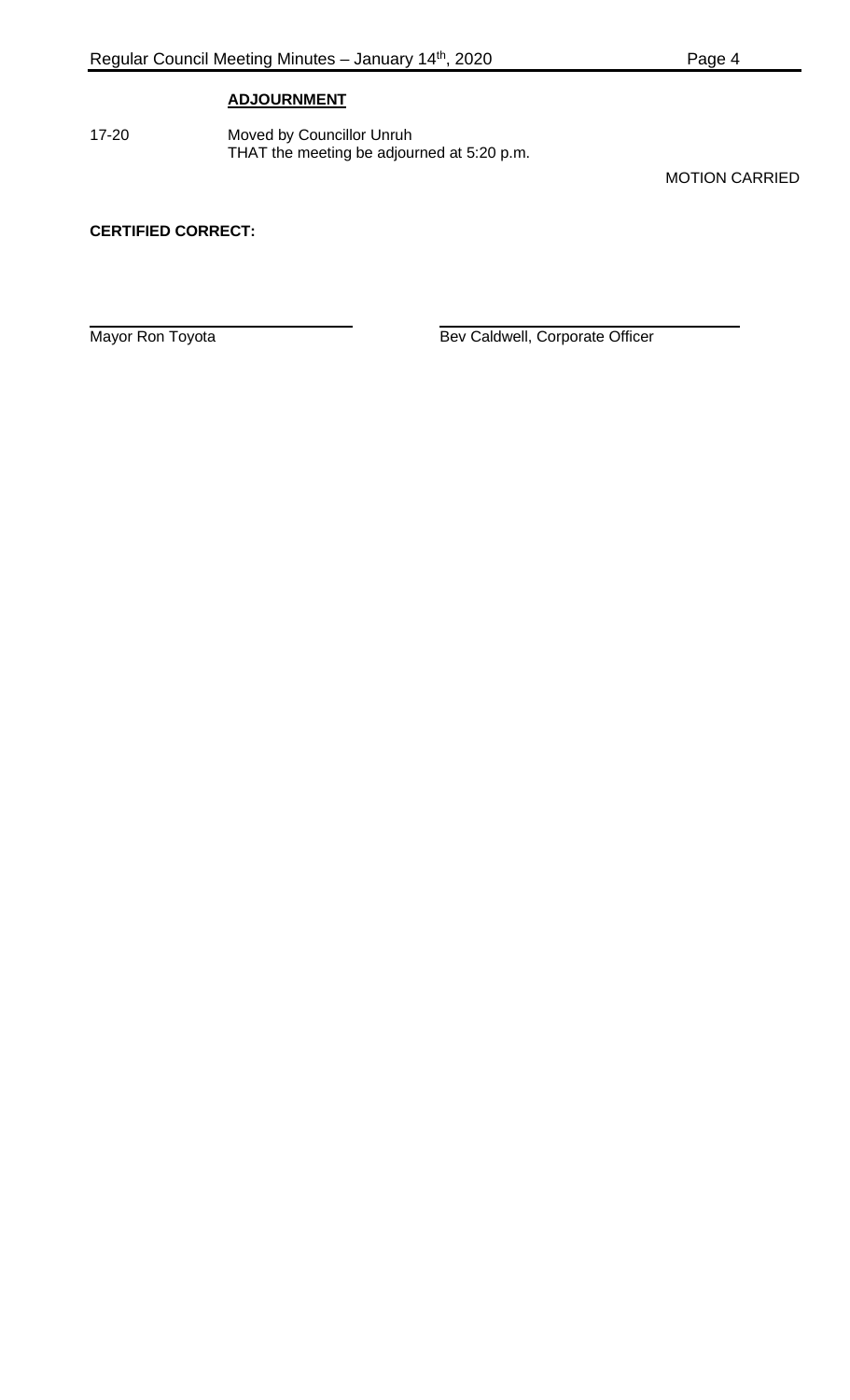**ADJOURNMENT**

17-20 Moved by Councillor Unruh
THAT the meeting be adjourned at 5:20 p.m.

MOTION CARRIED

**CERTIFIED CORRECT:**

| | |
|---|---|
| Mayor Ron Toyota | Bev Caldwell, Corporate Officer |